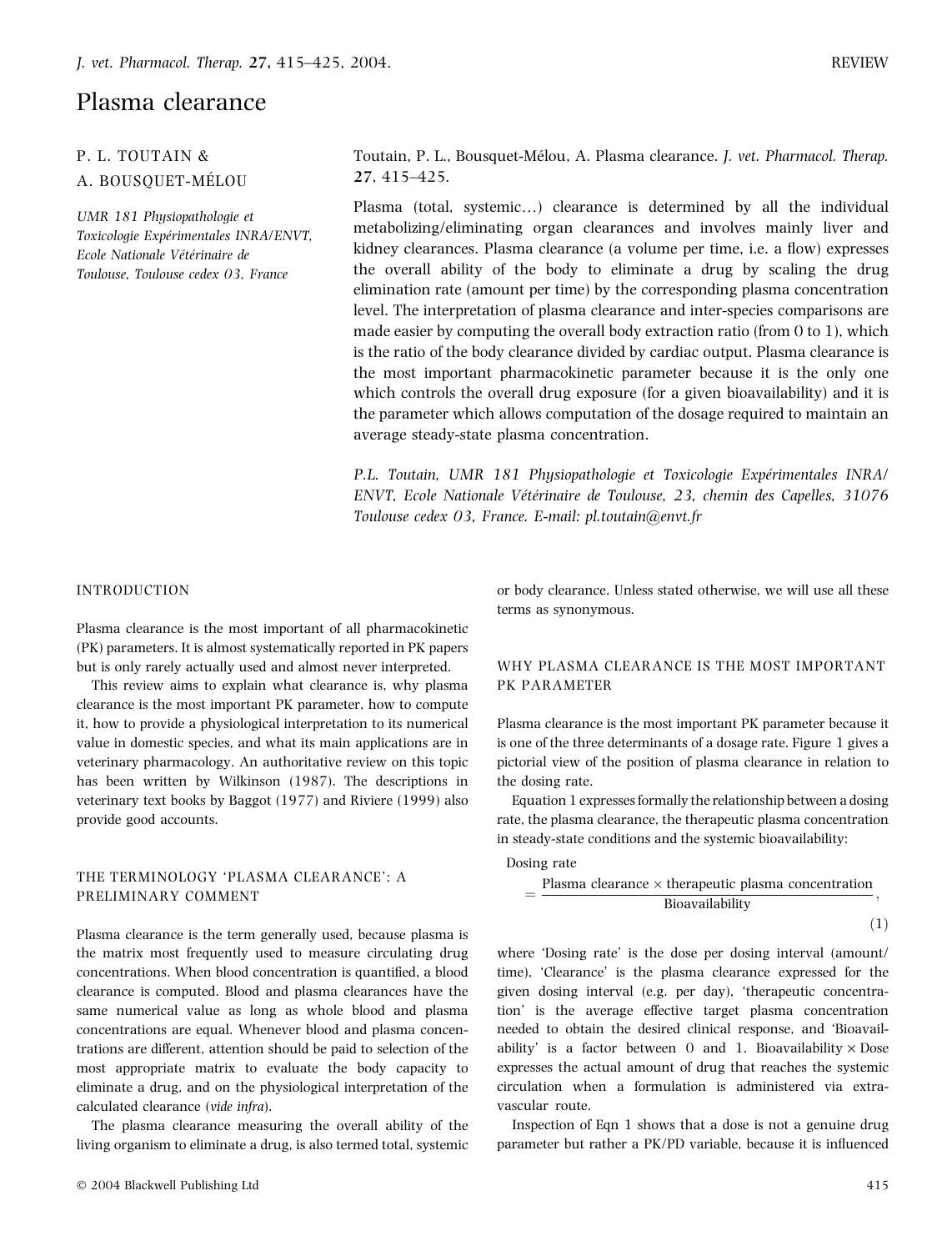REVIEW

# Plasma clearance

P. L. TOUTAIN &
A. BOUSQUET-MÉLOU

*UMR 181 Physiopathologie et Toxicologie Expérimentales INRA/ENVT, Ecole Nationale Vétérinaire de Toulouse, Toulouse cedex 03, France*

Toutain, P. L., Bousquet-Mélou, A. Plasma clearance. *J. vet. Pharmacol. Therap.* **27**, 415–425.

Plasma (total, systemic…) clearance is determined by all the individual metabolizing/eliminating organ clearances and involves mainly liver and kidney clearances. Plasma clearance (a volume per time, i.e. a flow) expresses the overall ability of the body to eliminate a drug by scaling the drug elimination rate (amount per time) by the corresponding plasma concentration level. The interpretation of plasma clearance and inter-species comparisons are made easier by computing the overall body extraction ratio (from 0 to 1), which is the ratio of the body clearance divided by cardiac output. Plasma clearance is the most important pharmacokinetic parameter because it is the only one which controls the overall drug exposure (for a given bioavailability) and it is the parameter which allows computation of the dosage required to maintain an average steady-state plasma concentration.

*P.L. Toutain, UMR 181 Physiopathologie et Toxicologie Expérimentales INRA/ENVT, Ecole Nationale Vétérinaire de Toulouse, 23, chemin des Capelles, 31076 Toulouse cedex 03, France. E-mail: pl.toutain@envt.fr*

## INTRODUCTION

Plasma clearance is the most important of all pharmacokinetic (PK) parameters. It is almost systematically reported in PK papers but is only rarely actually used and almost never interpreted.

This review aims to explain what clearance is, why plasma clearance is the most important PK parameter, how to compute it, how to provide a physiological interpretation to its numerical value in domestic species, and what its main applications are in veterinary pharmacology. An authoritative review on this topic has been written by Wilkinson (1987). The descriptions in veterinary text books by Baggot (1977) and Riviere (1999) also provide good accounts.

## THE TERMINOLOGY 'PLASMA CLEARANCE': A PRELIMINARY COMMENT

Plasma clearance is the term generally used, because plasma is the matrix most frequently used to measure circulating drug concentrations. When blood concentration is quantified, a blood clearance is computed. Blood and plasma clearances have the same numerical value as long as whole blood and plasma concentrations are equal. Whenever blood and plasma concentrations are different, attention should be paid to selection of the most appropriate matrix to evaluate the body capacity to eliminate a drug, and on the physiological interpretation of the calculated clearance (*vide infra*).

The plasma clearance measuring the overall ability of the living organism to eliminate a drug, is also termed total, systemic or body clearance. Unless stated otherwise, we will use all these terms as synonymous.

## WHY PLASMA CLEARANCE IS THE MOST IMPORTANT PK PARAMETER

Plasma clearance is the most important PK parameter because it is one of the three determinants of a dosage rate. Figure 1 gives a pictorial view of the position of plasma clearance in relation to the dosing rate.

Equation 1 expresses formally the relationship between a dosing rate, the plasma clearance, the therapeutic plasma concentration in steady-state conditions and the systemic bioavailability:

$$\text{Dosing rate} = \frac{\text{Plasma clearance} \times \text{therapeutic plasma concentration}}{\text{Bioavailability}}, \tag{1}$$

where 'Dosing rate' is the dose per dosing interval (amount/time), 'Clearance' is the plasma clearance expressed for the given dosing interval (e.g. per day), 'therapeutic concentration' is the average effective target plasma concentration needed to obtain the desired clinical response, and 'Bioavailability' is a factor between 0 and 1. Bioavailability × Dose expresses the actual amount of drug that reaches the systemic circulation when a formulation is administered via extravascular route.

Inspection of Eqn 1 shows that a dose is not a genuine drug parameter but rather a PK/PD variable, because it is influenced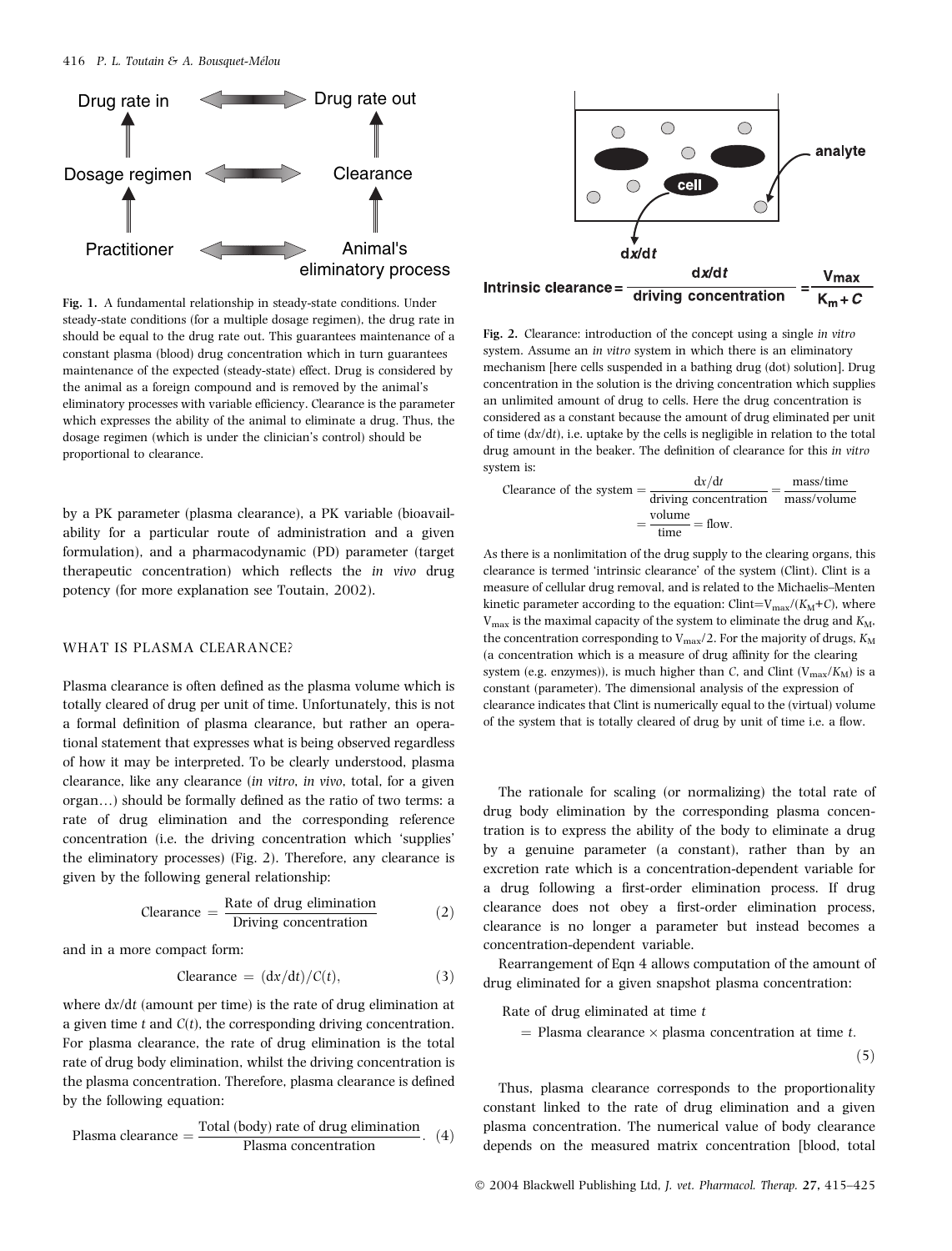Fig. 1. A fundamental relationship in steady-state conditions. Under steady-state conditions (for a multiple dosage regimen), the drug rate in should be equal to the drug rate out. This guarantees maintenance of a constant plasma (blood) drug concentration which in turn guarantees maintenance of the expected (steady-state) effect. Drug is considered by the animal as a foreign compound and is removed by the animal's eliminatory processes with variable efficiency. Clearance is the parameter which expresses the ability of the animal to eliminate a drug. Thus, the dosage regimen (which is under the clinician's control) should be proportional to clearance.

by a PK parameter (plasma clearance), a PK variable (bioavailability for a particular route of administration and a given formulation), and a pharmacodynamic (PD) parameter (target therapeutic concentration) which reflects the *in vivo* drug potency (for more explanation see Toutain, 2002).

## WHAT IS PLASMA CLEARANCE?

Plasma clearance is often defined as the plasma volume which is totally cleared of drug per unit of time. Unfortunately, this is not a formal definition of plasma clearance, but rather an operational statement that expresses what is being observed regardless of how it may be interpreted. To be clearly understood, plasma clearance, like any clearance (*in vitro*, *in vivo*, total, for a given organ…) should be formally defined as the ratio of two terms: a rate of drug elimination and the corresponding reference concentration (i.e. the driving concentration which 'supplies' the eliminatory processes) (Fig. 2). Therefore, any clearance is given by the following general relationship:

$$\text{Clearance} = \frac{\text{Rate of drug elimination}}{\text{Driving concentration}} \qquad (2)$$

and in a more compact form:

$$\text{Clearance} = (dx/dt)/C(t), \qquad (3)$$

where $dx/dt$ (amount per time) is the rate of drug elimination at a given time $t$ and $C(t)$, the corresponding driving concentration. For plasma clearance, the rate of drug elimination is the total rate of drug body elimination, whilst the driving concentration is the plasma concentration. Therefore, plasma clearance is defined by the following equation:

$$\text{Plasma clearance} = \frac{\text{Total (body) rate of drug elimination}}{\text{Plasma concentration}}. \qquad (4)$$

$$\text{Intrinsic clearance} = \frac{dx/dt}{\text{driving concentration}} = \frac{V_{max}}{K_m + C}$$

Fig. 2. Clearance: introduction of the concept using a single *in vitro* system. Assume an *in vitro* system in which there is an eliminatory mechanism [here cells suspended in a bathing drug (dot) solution]. Drug concentration in the solution is the driving concentration which supplies an unlimited amount of drug to cells. Here the drug concentration is considered as a constant because the amount of drug eliminated per unit of time ($dx/dt$), i.e. uptake by the cells is negligible in relation to the total drug amount in the beaker. The definition of clearance for this *in vitro* system is:

$$\text{Clearance of the system} = \frac{dx/dt}{\text{driving concentration}} = \frac{\text{mass/time}}{\text{mass/volume}} = \frac{\text{volume}}{\text{time}} = \text{flow}.$$

As there is a nonlimitation of the drug supply to the clearing organs, this clearance is termed 'intrinsic clearance' of the system (Clint). Clint is a measure of cellular drug removal, and is related to the Michaelis–Menten kinetic parameter according to the equation: $\text{Clint} = V_{max}/(K_M + C)$, where $V_{max}$ is the maximal capacity of the system to eliminate the drug and $K_M$, the concentration corresponding to $V_{max}/2$. For the majority of drugs, $K_M$ (a concentration which is a measure of drug affinity for the clearing system (e.g. enzymes)), is much higher than $C$, and Clint ($V_{max}/K_M$) is a constant (parameter). The dimensional analysis of the expression of clearance indicates that Clint is numerically equal to the (virtual) volume of the system that is totally cleared of drug by unit of time i.e. a flow.

The rationale for scaling (or normalizing) the total rate of drug body elimination by the corresponding plasma concentration is to express the ability of the body to eliminate a drug by a genuine parameter (a constant), rather than by an excretion rate which is a concentration-dependent variable for a drug following a first-order elimination process. If drug clearance does not obey a first-order elimination process, clearance is no longer a parameter but instead becomes a concentration-dependent variable.

Rearrangement of Eqn 4 allows computation of the amount of drug eliminated for a given snapshot plasma concentration:

$$\text{Rate of drug eliminated at time } t = \text{Plasma clearance} \times \text{plasma concentration at time } t. \qquad (5)$$

Thus, plasma clearance corresponds to the proportionality constant linked to the rate of drug elimination and a given plasma concentration. The numerical value of body clearance depends on the measured matrix concentration [blood, total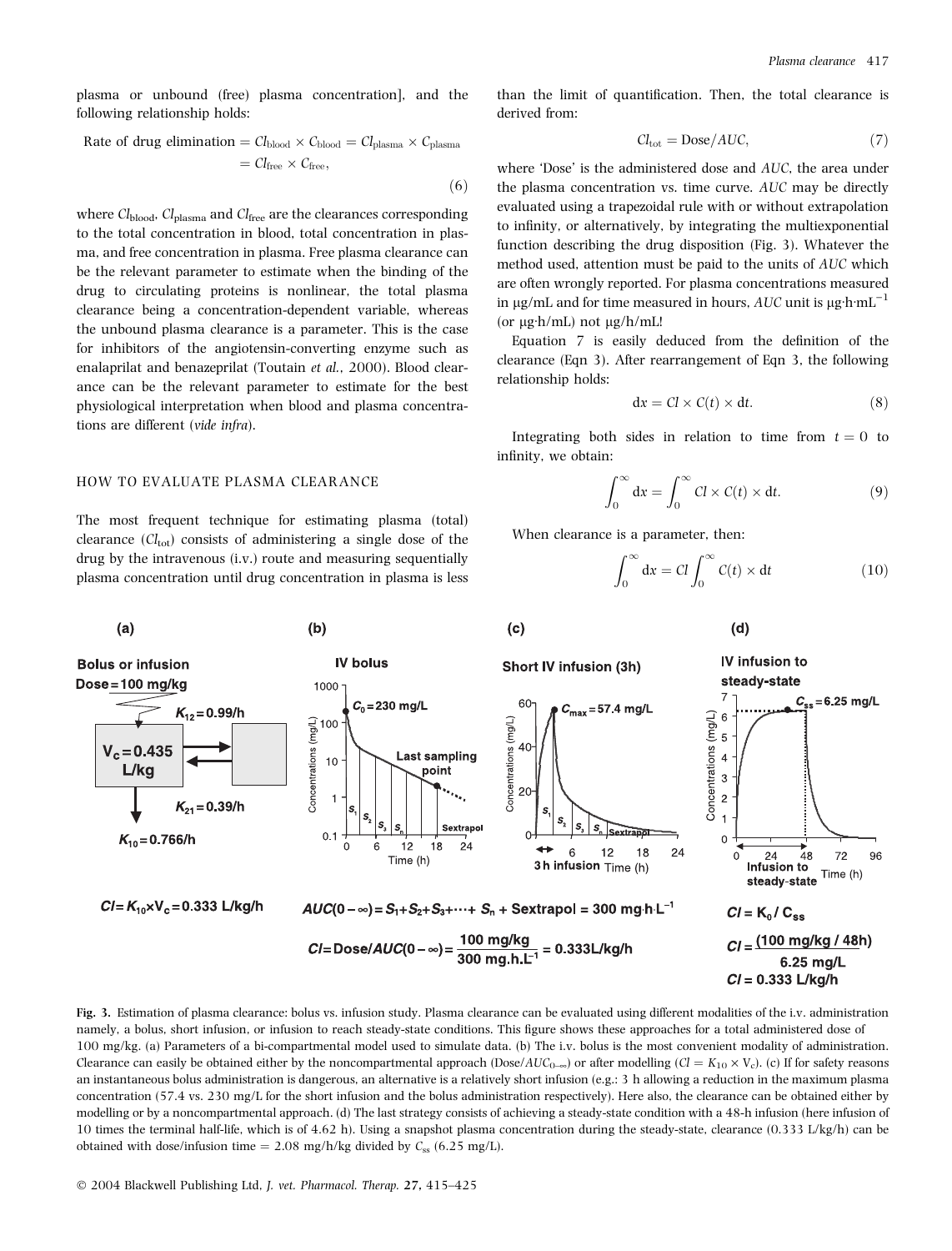plasma or unbound (free) plasma concentration], and the following relationship holds:

$$\text{Rate of drug elimination} = Cl_{\text{blood}} \times C_{\text{blood}} = Cl_{\text{plasma}} \times C_{\text{plasma}} = Cl_{\text{free}} \times C_{\text{free}}, \tag{6}$$

where $Cl_{\text{blood}}$, $Cl_{\text{plasma}}$ and $Cl_{\text{free}}$ are the clearances corresponding to the total concentration in blood, total concentration in plasma, and free concentration in plasma. Free plasma clearance can be the relevant parameter to estimate when the binding of the drug to circulating proteins is nonlinear, the total plasma clearance being a concentration-dependent variable, whereas the unbound plasma clearance is a parameter. This is the case for inhibitors of the angiotensin-converting enzyme such as enalaprilat and benazeprilat (Toutain *et al.*, 2000). Blood clearance can be the relevant parameter to estimate for the best physiological interpretation when blood and plasma concentrations are different (*vide infra*).

## HOW TO EVALUATE PLASMA CLEARANCE

The most frequent technique for estimating plasma (total) clearance ($Cl_{\text{tot}}$) consists of administering a single dose of the drug by the intravenous (i.v.) route and measuring sequentially plasma concentration until drug concentration in plasma is less than the limit of quantification. Then, the total clearance is derived from:

$$Cl_{\text{tot}} = \text{Dose}/AUC, \tag{7}$$

where 'Dose' is the administered dose and *AUC*, the area under the plasma concentration vs. time curve. *AUC* may be directly evaluated using a trapezoidal rule with or without extrapolation to infinity, or alternatively, by integrating the multiexponential function describing the drug disposition (Fig. 3). Whatever the method used, attention must be paid to the units of *AUC* which are often wrongly reported. For plasma concentrations measured in μg/mL and for time measured in hours, *AUC* unit is $\mu g{\cdot}h{\cdot}mL^{-1}$ (or μg·h/mL) not μg/h/mL!

Equation 7 is easily deduced from the definition of the clearance (Eqn 3). After rearrangement of Eqn 3, the following relationship holds:

$$dx = Cl \times C(t) \times dt. \tag{8}$$

Integrating both sides in relation to time from $t = 0$ to infinity, we obtain:

$$\int_0^\infty dx = \int_0^\infty Cl \times C(t) \times dt. \tag{9}$$

When clearance is a parameter, then:

$$\int_0^\infty dx = Cl \int_0^\infty C(t) \times dt \tag{10}$$

(a) Bolus or infusion. Dose = 100 mg/kg. $V_c = 0.435$ L/kg; $K_{12} = 0.99$/h; $K_{21} = 0.39$/h; $K_{10} = 0.766$/h. $Cl = K_{10} \times V_c = 0.333$ L/kg/h

(b) IV bolus. $C_0 = 230$ mg/L. Last sampling point. $AUC(0-\infty) = S_1 + S_2 + S_3 + \cdots + S_n + \text{Sextrapol} = 300\ mg{\cdot}h{\cdot}L^{-1}$

(c) Short IV infusion (3h). $C_{max} = 57.4$ mg/L. 3 h infusion.

$$Cl = \text{Dose}/AUC(0-\infty) = \frac{100\ \text{mg/kg}}{300\ \text{mg.h.L}^{-1}} = 0.333\ \text{L/kg/h}$$

(d) IV infusion to steady-state. $C_{ss} = 6.25$ mg/L. Infusion to steady-state. $Cl = K_0 / C_{ss}$; $Cl = \frac{(100\ \text{mg/kg} / 48\text{h})}{6.25\ \text{mg/L}}$; $Cl = 0.333$ L/kg/h

**Fig. 3.** Estimation of plasma clearance: bolus vs. infusion study. Plasma clearance can be evaluated using different modalities of the i.v. administration namely, a bolus, short infusion, or infusion to reach steady-state conditions. This figure shows these approaches for a total administered dose of 100 mg/kg. (a) Parameters of a bi-compartmental model used to simulate data. (b) The i.v. bolus is the most convenient modality of administration. Clearance can easily be obtained either by the noncompartmental approach (Dose/$AUC_{0-\infty}$) or after modelling ($Cl = K_{10} \times V_c$). (c) If for safety reasons an instantaneous bolus administration is dangerous, an alternative is a relatively short infusion (e.g.: 3 h allowing a reduction in the maximum plasma concentration (57.4 vs. 230 mg/L for the short infusion and the bolus administration respectively). Here also, the clearance can be obtained either by modelling or by a noncompartmental approach. (d) The last strategy consists of achieving a steady-state condition with a 48-h infusion (here infusion of 10 times the terminal half-life, which is of 4.62 h). Using a snapshot plasma concentration during the steady-state, clearance (0.333 L/kg/h) can be obtained with dose/infusion time = 2.08 mg/h/kg divided by $C_{ss}$ (6.25 mg/L).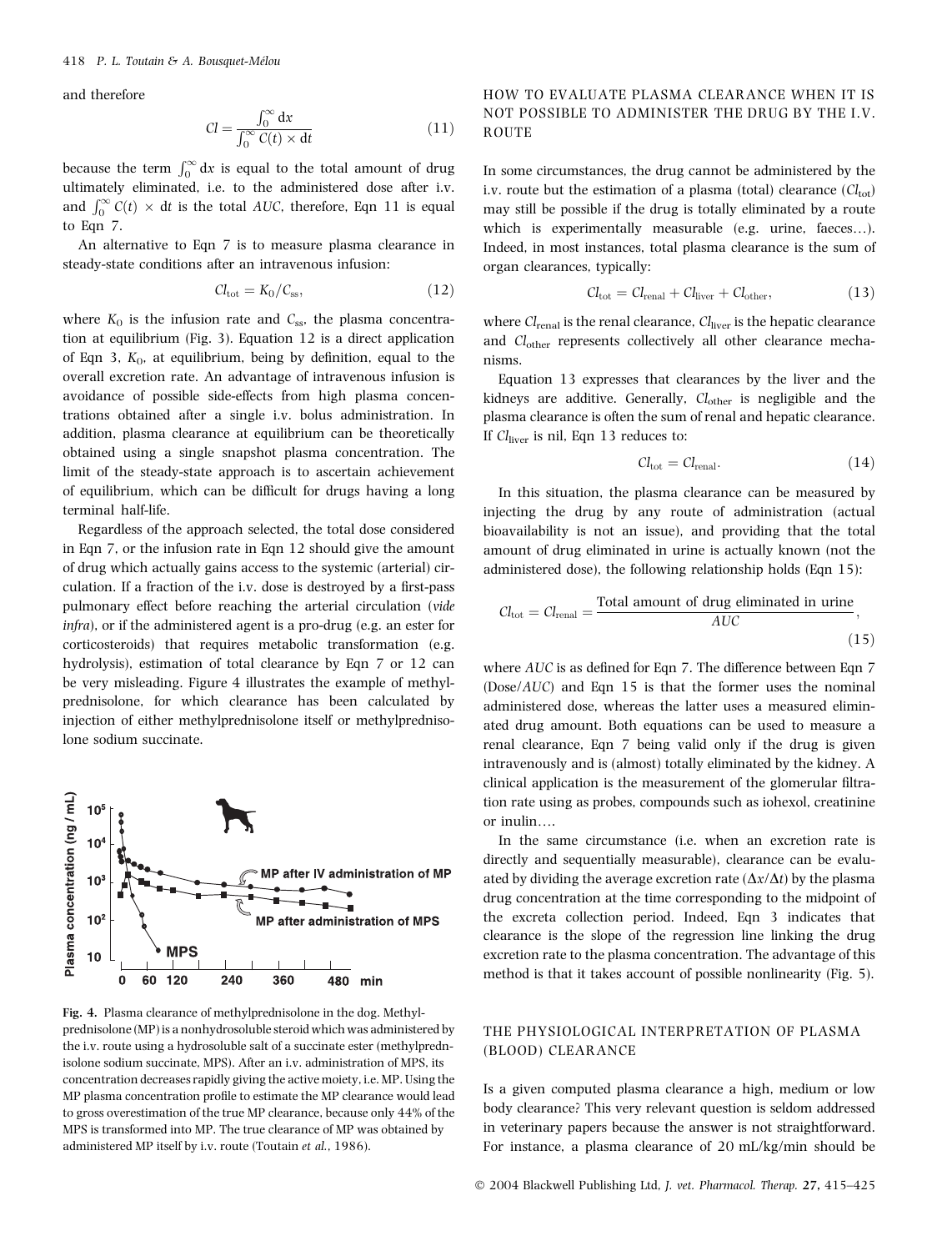and therefore

$$Cl = \frac{\int_0^\infty dx}{\int_0^\infty C(t) \times dt} \tag{11}$$

because the term $\int_0^\infty dx$ is equal to the total amount of drug ultimately eliminated, i.e. to the administered dose after i.v. and $\int_0^\infty C(t) \times dt$ is the total *AUC*, therefore, Eqn 11 is equal to Eqn 7.

An alternative to Eqn 7 is to measure plasma clearance in steady-state conditions after an intravenous infusion:

$$Cl_{tot} = K_0/C_{ss}, \tag{12}$$

where $K_0$ is the infusion rate and $C_{ss}$, the plasma concentration at equilibrium (Fig. 3). Equation 12 is a direct application of Eqn 3, $K_0$, at equilibrium, being by definition, equal to the overall excretion rate. An advantage of intravenous infusion is avoidance of possible side-effects from high plasma concentrations obtained after a single i.v. bolus administration. In addition, plasma clearance at equilibrium can be theoretically obtained using a single snapshot plasma concentration. The limit of the steady-state approach is to ascertain achievement of equilibrium, which can be difficult for drugs having a long terminal half-life.

Regardless of the approach selected, the total dose considered in Eqn 7, or the infusion rate in Eqn 12 should give the amount of drug which actually gains access to the systemic (arterial) circulation. If a fraction of the i.v. dose is destroyed by a first-pass pulmonary effect before reaching the arterial circulation (*vide infra*), or if the administered agent is a pro-drug (e.g. an ester for corticosteroids) that requires metabolic transformation (e.g. hydrolysis), estimation of total clearance by Eqn 7 or 12 can be very misleading. Figure 4 illustrates the example of methylprednisolone, for which clearance has been calculated by injection of either methylprednisolone itself or methylprednisolone sodium succinate.

**Fig. 4.** Plasma clearance of methylprednisolone in the dog. Methylprednisolone (MP) is a nonhydrosoluble steroid which was administered by the i.v. route using a hydrosoluble salt of a succinate ester (methylprednisolone sodium succinate, MPS). After an i.v. administration of MPS, its concentration decreases rapidly giving the active moiety, i.e. MP. Using the MP plasma concentration profile to estimate the MP clearance would lead to gross overestimation of the true MP clearance, because only 44% of the MPS is transformed into MP. The true clearance of MP was obtained by administered MP itself by i.v. route (Toutain *et al.*, 1986).

## HOW TO EVALUATE PLASMA CLEARANCE WHEN IT IS NOT POSSIBLE TO ADMINISTER THE DRUG BY THE I.V. ROUTE

In some circumstances, the drug cannot be administered by the i.v. route but the estimation of a plasma (total) clearance ($Cl_{tot}$) may still be possible if the drug is totally eliminated by a route which is experimentally measurable (e.g. urine, faeces…). Indeed, in most instances, total plasma clearance is the sum of organ clearances, typically:

$$Cl_{tot} = Cl_{renal} + Cl_{liver} + Cl_{other}, \tag{13}$$

where $Cl_{renal}$ is the renal clearance, $Cl_{liver}$ is the hepatic clearance and $Cl_{other}$ represents collectively all other clearance mechanisms.

Equation 13 expresses that clearances by the liver and the kidneys are additive. Generally, $Cl_{other}$ is negligible and the plasma clearance is often the sum of renal and hepatic clearance. If $Cl_{liver}$ is nil, Eqn 13 reduces to:

$$Cl_{tot} = Cl_{renal}. \tag{14}$$

In this situation, the plasma clearance can be measured by injecting the drug by any route of administration (actual bioavailability is not an issue), and providing that the total amount of drug eliminated in urine is actually known (not the administered dose), the following relationship holds (Eqn 15):

$$Cl_{tot} = Cl_{renal} = \frac{\text{Total amount of drug eliminated in urine}}{AUC}, \tag{15}$$

where *AUC* is as defined for Eqn 7. The difference between Eqn 7 (Dose/*AUC*) and Eqn 15 is that the former uses the nominal administered dose, whereas the latter uses a measured eliminated drug amount. Both equations can be used to measure a renal clearance, Eqn 7 being valid only if the drug is given intravenously and is (almost) totally eliminated by the kidney. A clinical application is the measurement of the glomerular filtration rate using as probes, compounds such as iohexol, creatinine or inulin….

In the same circumstance (i.e. when an excretion rate is directly and sequentially measurable), clearance can be evaluated by dividing the average excretion rate ($\Delta x/\Delta t$) by the plasma drug concentration at the time corresponding to the midpoint of the excreta collection period. Indeed, Eqn 3 indicates that clearance is the slope of the regression line linking the drug excretion rate to the plasma concentration. The advantage of this method is that it takes account of possible nonlinearity (Fig. 5).

## THE PHYSIOLOGICAL INTERPRETATION OF PLASMA (BLOOD) CLEARANCE

Is a given computed plasma clearance a high, medium or low body clearance? This very relevant question is seldom addressed in veterinary papers because the answer is not straightforward. For instance, a plasma clearance of 20 mL/kg/min should be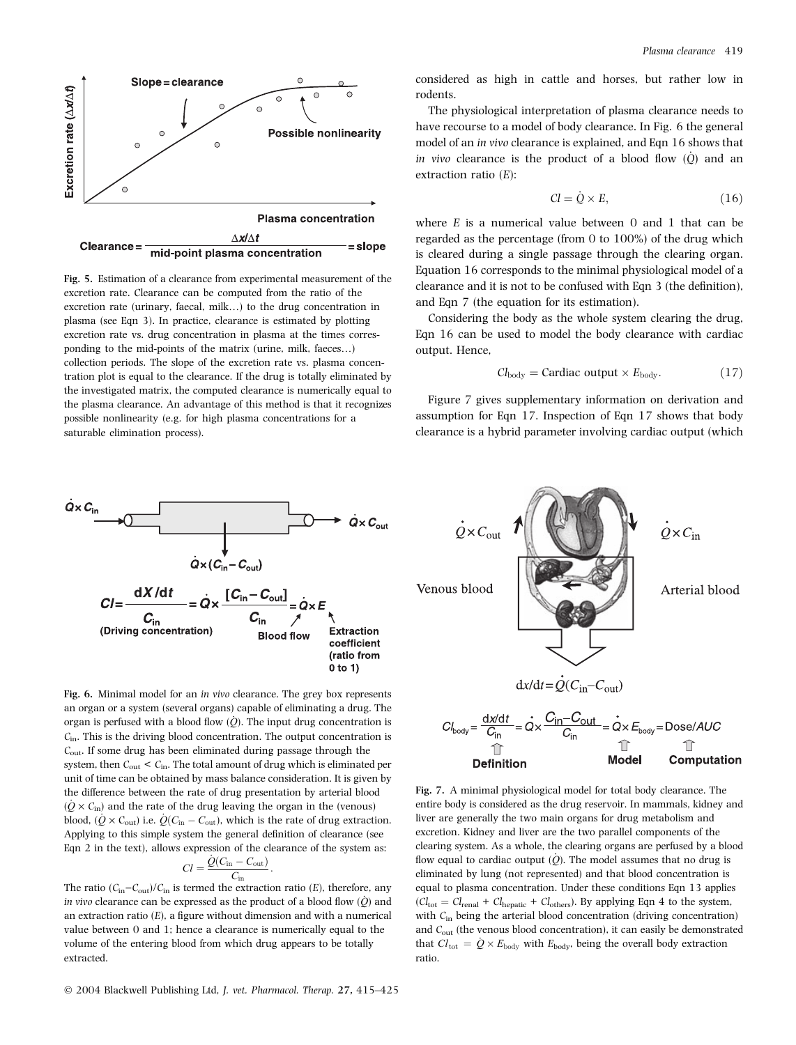Clearance = $\frac{\Delta x/\Delta t}{\text{mid-point plasma concentration}}$ = slope

**Fig. 5.** Estimation of a clearance from experimental measurement of the excretion rate. Clearance can be computed from the ratio of the excretion rate (urinary, faecal, milk…) to the drug concentration in plasma (see Eqn 3). In practice, clearance is estimated by plotting excretion rate vs. drug concentration in plasma at the times corresponding to the mid-points of the matrix (urine, milk, faeces…) collection periods. The slope of the excretion rate vs. plasma concentration plot is equal to the clearance. If the drug is totally eliminated by the investigated matrix, the computed clearance is numerically equal to the plasma clearance. An advantage of this method is that it recognizes possible nonlinearity (e.g. for high plasma concentrations for a saturable elimination process).

considered as high in cattle and horses, but rather low in rodents.

The physiological interpretation of plasma clearance needs to have recourse to a model of body clearance. In Fig. 6 the general model of an *in vivo* clearance is explained, and Eqn 16 shows that *in vivo* clearance is the product of a blood flow ($\dot{Q}$) and an extraction ratio ($E$):

$$Cl = \dot{Q} \times E, \tag{16}$$

where $E$ is a numerical value between 0 and 1 that can be regarded as the percentage (from 0 to 100%) of the drug which is cleared during a single passage through the clearing organ. Equation 16 corresponds to the minimal physiological model of a clearance and it is not to be confused with Eqn 3 (the definition), and Eqn 7 (the equation for its estimation).

Considering the body as the whole system clearing the drug, Eqn 16 can be used to model the body clearance with cardiac output. Hence,

$$Cl_{\text{body}} = \text{Cardiac output} \times E_{\text{body}}. \tag{17}$$

Figure 7 gives supplementary information on derivation and assumption for Eqn 17. Inspection of Eqn 17 shows that body clearance is a hybrid parameter involving cardiac output (which

$$Cl = \frac{dX/dt}{C_{in}} = \dot{Q} \times \frac{[C_{in} - C_{out}]}{C_{in}} = \dot{Q} \times E$$

**Fig. 6.** Minimal model for an *in vivo* clearance. The grey box represents an organ or a system (several organs) capable of eliminating a drug. The organ is perfused with a blood flow ($\dot{Q}$). The input drug concentration is $C_{in}$. This is the driving blood concentration. The output concentration is $C_{out}$. If some drug has been eliminated during passage through the system, then $C_{out} < C_{in}$. The total amount of drug which is eliminated per unit of time can be obtained by mass balance consideration. It is given by the difference between the rate of drug presentation by arterial blood ($\dot{Q} \times C_{in}$) and the rate of the drug leaving the organ in the (venous) blood, ($\dot{Q} \times C_{out}$) i.e. $\dot{Q}(C_{in} - C_{out})$, which is the rate of drug extraction. Applying to this simple system the general definition of clearance (see Eqn 2 in the text), allows expression of the clearance of the system as:

$$Cl = \frac{\dot{Q}(C_{in} - C_{out})}{C_{in}}.$$

The ratio $(C_{in} - C_{out})/C_{in}$ is termed the extraction ratio ($E$), therefore, any *in vivo* clearance can be expressed as the product of a blood flow ($\dot{Q}$) and an extraction ratio ($E$), a figure without dimension and with a numerical value between 0 and 1; hence a clearance is numerically equal to the volume of the entering blood from which drug appears to be totally extracted.

$$Cl_{\text{body}} = \frac{dx/dt}{C_{in}} = \dot{Q} \times \frac{C_{in} - C_{out}}{C_{in}} = \dot{Q} \times E_{\text{body}} = \text{Dose}/AUC$$

**Fig. 7.** A minimal physiological model for total body clearance. The entire body is considered as the drug reservoir. In mammals, kidney and liver are generally the two main organs for drug metabolism and excretion. Kidney and liver are the two parallel components of the clearing system. As a whole, the clearing organs are perfused by a blood flow equal to cardiac output ($\dot{Q}$). The model assumes that no drug is eliminated by lung (not represented) and that blood concentration is equal to plasma concentration. Under these conditions Eqn 13 applies ($Cl_{\text{tot}} = Cl_{\text{renal}} + Cl_{\text{hepatic}} + Cl_{\text{others}}$). By applying Eqn 4 to the system, with $C_{in}$ being the arterial blood concentration (driving concentration) and $C_{out}$ (the venous blood concentration), it can easily be demonstrated that $Cl_{\text{tot}} = \dot{Q} \times E_{\text{body}}$ with $E_{\text{body}}$, being the overall body extraction ratio.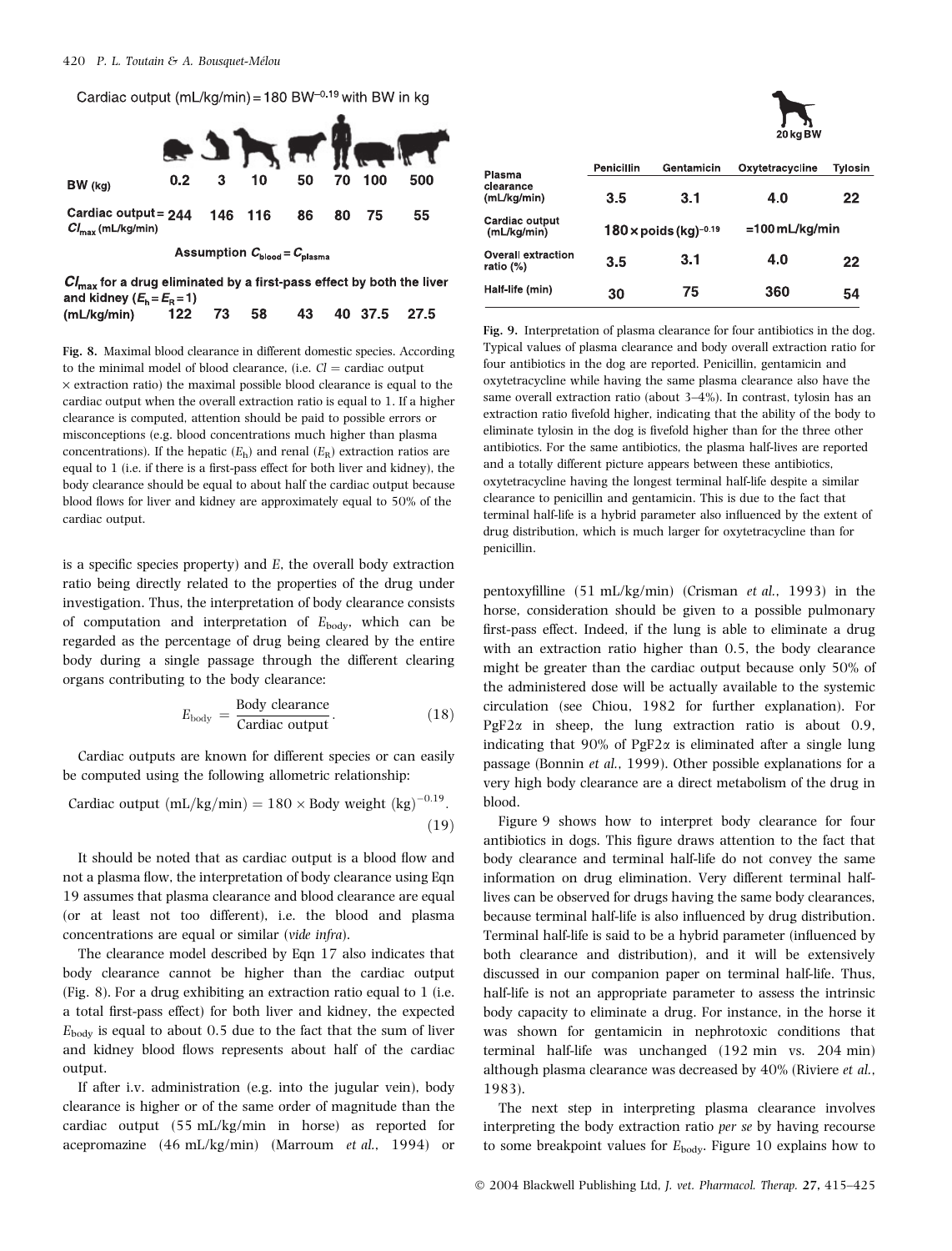Cardiac output (mL/kg/min) = 180 BW$^{-0.19}$ with BW in kg

| BW (kg) | 0.2 | 3 | 10 | 50 | 70 | 100 | 500 |
|---|---|---|---|---|---|---|---|
| Cardiac output = $Cl_{max}$ (mL/kg/min) | 244 | 146 | 116 | 86 | 80 | 75 | 55 |

Assumption $C_{blood} = C_{plasma}$

| $Cl_{max}$ for a drug eliminated by a first-pass effect by both the liver and kidney ($E_h = E_R = 1$) (mL/kg/min) | 122 | 73 | 58 | 43 | 40 | 37.5 | 27.5 |
|---|---|---|---|---|---|---|---|

**Fig. 8.** Maximal blood clearance in different domestic species. According to the minimal model of blood clearance, (i.e. $Cl$ = cardiac output × extraction ratio) the maximal possible blood clearance is equal to the cardiac output when the overall extraction ratio is equal to 1. If a higher clearance is computed, attention should be paid to possible errors or misconceptions (e.g. blood concentrations much higher than plasma concentrations). If the hepatic ($E_h$) and renal ($E_R$) extraction ratios are equal to 1 (i.e. if there is a first-pass effect for both liver and kidney), the body clearance should be equal to about half the cardiac output because blood flows for liver and kidney are approximately equal to 50% of the cardiac output.

is a specific species property) and $E$, the overall body extraction ratio being directly related to the properties of the drug under investigation. Thus, the interpretation of body clearance consists of computation and interpretation of $E_{body}$, which can be regarded as the percentage of drug being cleared by the entire body during a single passage through the different clearing organs contributing to the body clearance:

$$E_{body} = \frac{\text{Body clearance}}{\text{Cardiac output}}. \quad (18)$$

Cardiac outputs are known for different species or can easily be computed using the following allometric relationship:

$$\text{Cardiac output (mL/kg/min)} = 180 \times \text{Body weight (kg)}^{-0.19}. \quad (19)$$

It should be noted that as cardiac output is a blood flow and not a plasma flow, the interpretation of body clearance using Eqn 19 assumes that plasma clearance and blood clearance are equal (or at least not too different), i.e. the blood and plasma concentrations are equal or similar (*vide infra*).

The clearance model described by Eqn 17 also indicates that body clearance cannot be higher than the cardiac output (Fig. 8). For a drug exhibiting an extraction ratio equal to 1 (i.e. a total first-pass effect) for both liver and kidney, the expected $E_{body}$ is equal to about 0.5 due to the fact that the sum of liver and kidney blood flows represents about half of the cardiac output.

If after i.v. administration (e.g. into the jugular vein), body clearance is higher or of the same order of magnitude than the cardiac output (55 mL/kg/min in horse) as reported for acepromazine (46 mL/kg/min) (Marroum *et al.*, 1994) or

20 kg BW

| | Penicillin | Gentamicin | Oxytetracycline | Tylosin |
|---|---|---|---|---|
| Plasma clearance (mL/kg/min) | 3.5 | 3.1 | 4.0 | 22 |
| Cardiac output (mL/kg/min) | 180 × poids (kg)$^{-0.19}$ | | =100 mL/kg/min | |
| Overall extraction ratio (%) | 3.5 | 3.1 | 4.0 | 22 |
| Half-life (min) | 30 | 75 | 360 | 54 |

**Fig. 9.** Interpretation of plasma clearance for four antibiotics in the dog. Typical values of plasma clearance and body overall extraction ratio for four antibiotics in the dog are reported. Penicillin, gentamicin and oxytetracycline while having the same plasma clearance also have the same overall extraction ratio (about 3–4%). In contrast, tylosin has an extraction ratio fivefold higher, indicating that the ability of the body to eliminate tylosin in the dog is fivefold higher than for the three other antibiotics. For the same antibiotics, the plasma half-lives are reported and a totally different picture appears between these antibiotics, oxytetracycline having the longest terminal half-life despite a similar clearance to penicillin and gentamicin. This is due to the fact that terminal half-life is a hybrid parameter also influenced by the extent of drug distribution, which is much larger for oxytetracycline than for penicillin.

pentoxyfilline (51 mL/kg/min) (Crisman *et al.*, 1993) in the horse, consideration should be given to a possible pulmonary first-pass effect. Indeed, if the lung is able to eliminate a drug with an extraction ratio higher than 0.5, the body clearance might be greater than the cardiac output because only 50% of the administered dose will be actually available to the systemic circulation (see Chiou, 1982 for further explanation). For PgF2α in sheep, the lung extraction ratio is about 0.9, indicating that 90% of PgF2α is eliminated after a single lung passage (Bonnin *et al.*, 1999). Other possible explanations for a very high body clearance are a direct metabolism of the drug in blood.

Figure 9 shows how to interpret body clearance for four antibiotics in dogs. This figure draws attention to the fact that body clearance and terminal half-life do not convey the same information on drug elimination. Very different terminal half-lives can be observed for drugs having the same body clearances, because terminal half-life is also influenced by drug distribution. Terminal half-life is said to be a hybrid parameter (influenced by both clearance and distribution), and it will be extensively discussed in our companion paper on terminal half-life. Thus, half-life is not an appropriate parameter to assess the intrinsic body capacity to eliminate a drug. For instance, in the horse it was shown for gentamicin in nephrotoxic conditions that terminal half-life was unchanged (192 min vs. 204 min) although plasma clearance was decreased by 40% (Riviere *et al.*, 1983).

The next step in interpreting plasma clearance involves interpreting the body extraction ratio *per se* by having recourse to some breakpoint values for $E_{body}$. Figure 10 explains how to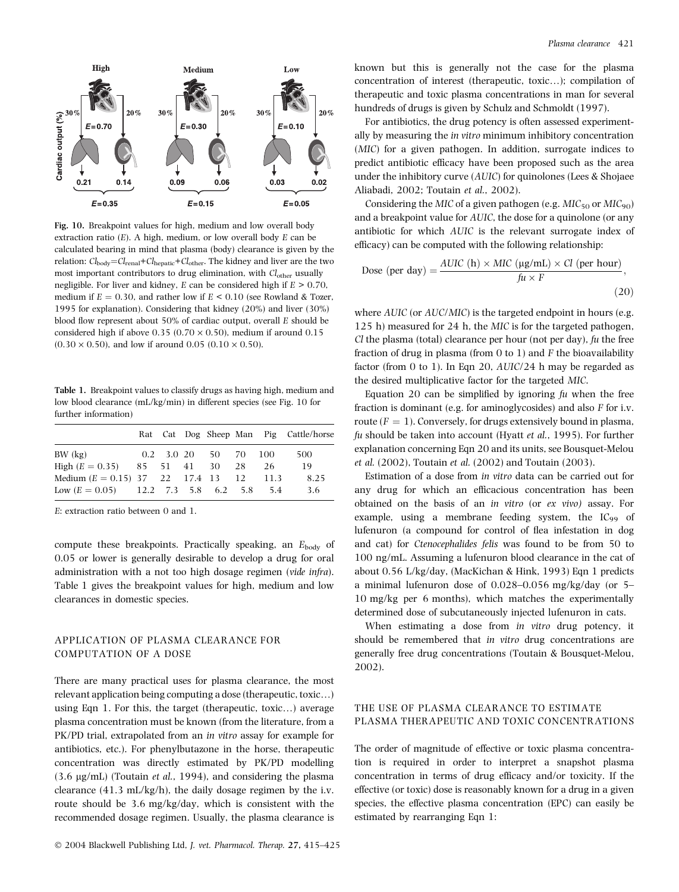**Fig. 10.** Breakpoint values for high, medium and low overall body extraction ratio ($E$). A high, medium, or low overall body $E$ can be calculated bearing in mind that plasma (body) clearance is given by the relation: $Cl_{body}$=$Cl_{renal}$+$Cl_{hepatic}$+$Cl_{other}$. The kidney and liver are the two most important contributors to drug elimination, with $Cl_{other}$ usually negligible. For liver and kidney, $E$ can be considered high if $E > 0.70$, medium if $E = 0.30$, and rather low if $E < 0.10$ (see Rowland & Tozer, 1995 for explanation). Considering that kidney (20%) and liver (30%) blood flow represent about 50% of cardiac output, overall $E$ should be considered high if above 0.35 (0.70 × 0.50), medium if around 0.15 (0.30 × 0.50), and low if around 0.05 (0.10 × 0.50).

**Table 1.** Breakpoint values to classify drugs as having high, medium and low blood clearance (mL/kg/min) in different species (see Fig. 10 for further information)

| | Rat | Cat | Dog | Sheep | Man | Pig | Cattle/horse |
|---|---|---|---|---|---|---|---|
| BW (kg) | 0.2 | 3.0 | 20 | 50 | 70 | 100 | 500 |
| High ($E = 0.35$) | 85 | 51 | 41 | 30 | 28 | 26 | 19 |
| Medium ($E = 0.15$) | 37 | 22 | 17.4 | 13 | 12 | 11.3 | 8.25 |
| Low ($E = 0.05$) | 12.2 | 7.3 | 5.8 | 6.2 | 5.8 | 5.4 | 3.6 |

$E$: extraction ratio between 0 and 1.

compute these breakpoints. Practically speaking, an $E_{body}$ of 0.05 or lower is generally desirable to develop a drug for oral administration with a not too high dosage regimen (*vide infra*). Table 1 gives the breakpoint values for high, medium and low clearances in domestic species.

## APPLICATION OF PLASMA CLEARANCE FOR COMPUTATION OF A DOSE

There are many practical uses for plasma clearance, the most relevant application being computing a dose (therapeutic, toxic…) using Eqn 1. For this, the target (therapeutic, toxic…) average plasma concentration must be known (from the literature, from a PK/PD trial, extrapolated from an *in vitro* assay for example for antibiotics, etc.). For phenylbutazone in the horse, therapeutic concentration was directly estimated by PK/PD modelling (3.6 μg/mL) (Toutain *et al.*, 1994), and considering the plasma clearance (41.3 mL/kg/h), the daily dosage regimen by the i.v. route should be 3.6 mg/kg/day, which is consistent with the recommended dosage regimen. Usually, the plasma clearance is known but this is generally not the case for the plasma concentration of interest (therapeutic, toxic…); compilation of therapeutic and toxic plasma concentrations in man for several hundreds of drugs is given by Schulz and Schmoldt (1997).

For antibiotics, the drug potency is often assessed experimentally by measuring the *in vitro* minimum inhibitory concentration (*MIC*) for a given pathogen. In addition, surrogate indices to predict antibiotic efficacy have been proposed such as the area under the inhibitory curve (*AUIC*) for quinolones (Lees & Shojaee Aliabadi, 2002; Toutain *et al.*, 2002).

Considering the *MIC* of a given pathogen (e.g. $MIC_{50}$ or $MIC_{90}$) and a breakpoint value for *AUIC*, the dose for a quinolone (or any antibiotic for which *AUIC* is the relevant surrogate index of efficacy) can be computed with the following relationship:

$$\text{Dose (per day)} = \frac{AUIC\ (\text{h}) \times MIC\ (\mu\text{g/mL}) \times Cl\ (\text{per hour})}{fu \times F}, \tag{20}$$

where *AUIC* (or *AUC/MIC*) is the targeted endpoint in hours (e.g. 125 h) measured for 24 h, the *MIC* is for the targeted pathogen, *Cl* the plasma (total) clearance per hour (not per day), *fu* the free fraction of drug in plasma (from 0 to 1) and *F* the bioavailability factor (from 0 to 1). In Eqn 20, *AUIC*/24 h may be regarded as the desired multiplicative factor for the targeted *MIC*.

Equation 20 can be simplified by ignoring *fu* when the free fraction is dominant (e.g. for aminoglycosides) and also *F* for i.v. route ($F = 1$). Conversely, for drugs extensively bound in plasma, *fu* should be taken into account (Hyatt *et al.*, 1995). For further explanation concerning Eqn 20 and its units, see Bousquet-Melou *et al.* (2002), Toutain *et al.* (2002) and Toutain (2003).

Estimation of a dose from *in vitro* data can be carried out for any drug for which an efficacious concentration has been obtained on the basis of an *in vitro* (or *ex vivo*) assay. For example, using a membrane feeding system, the $IC_{99}$ of lufenuron (a compound for control of flea infestation in dog and cat) for *Ctenocephalides felis* was found to be from 50 to 100 ng/mL. Assuming a lufenuron blood clearance in the cat of about 0.56 L/kg/day, (MacKichan & Hink, 1993) Eqn 1 predicts a minimal lufenuron dose of 0.028–0.056 mg/kg/day (or 5–10 mg/kg per 6 months), which matches the experimentally determined dose of subcutaneously injected lufenuron in cats.

When estimating a dose from *in vitro* drug potency, it should be remembered that *in vitro* drug concentrations are generally free drug concentrations (Toutain & Bousquet-Melou, 2002).

## THE USE OF PLASMA CLEARANCE TO ESTIMATE PLASMA THERAPEUTIC AND TOXIC CONCENTRATIONS

The order of magnitude of effective or toxic plasma concentration is required in order to interpret a snapshot plasma concentration in terms of drug efficacy and/or toxicity. If the effective (or toxic) dose is reasonably known for a drug in a given species, the effective plasma concentration (EPC) can easily be estimated by rearranging Eqn 1: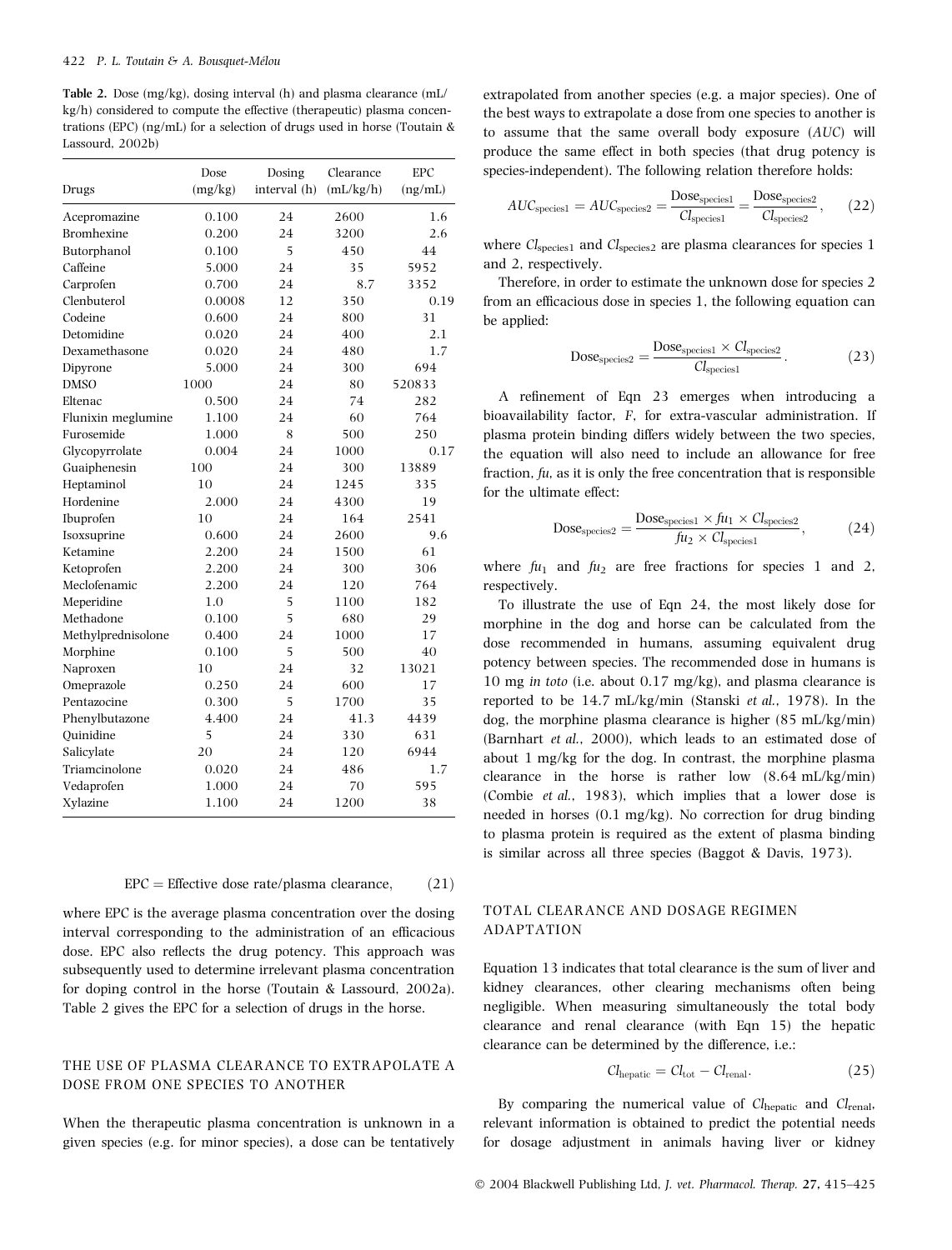**Table 2.** Dose (mg/kg), dosing interval (h) and plasma clearance (mL/kg/h) considered to compute the effective (therapeutic) plasma concentrations (EPC) (ng/mL) for a selection of drugs used in horse (Toutain & Lassourd, 2002b)

| Drugs | Dose (mg/kg) | Dosing interval (h) | Clearance (mL/kg/h) | EPC (ng/mL) |
|---|---|---|---|---|
| Acepromazine | 0.100 | 24 | 2600 | 1.6 |
| Bromhexine | 0.200 | 24 | 3200 | 2.6 |
| Butorphanol | 0.100 | 5 | 450 | 44 |
| Caffeine | 5.000 | 24 | 35 | 5952 |
| Carprofen | 0.700 | 24 | 8.7 | 3352 |
| Clenbuterol | 0.0008 | 12 | 350 | 0.19 |
| Codeine | 0.600 | 24 | 800 | 31 |
| Detomidine | 0.020 | 24 | 400 | 2.1 |
| Dexamethasone | 0.020 | 24 | 480 | 1.7 |
| Dipyrone | 5.000 | 24 | 300 | 694 |
| DMSO | 1000 | 24 | 80 | 520833 |
| Eltenac | 0.500 | 24 | 74 | 282 |
| Flunixin meglumine | 1.100 | 24 | 60 | 764 |
| Furosemide | 1.000 | 8 | 500 | 250 |
| Glycopyrrolate | 0.004 | 24 | 1000 | 0.17 |
| Guaiphenesin | 100 | 24 | 300 | 13889 |
| Heptaminol | 10 | 24 | 1245 | 335 |
| Hordenine | 2.000 | 24 | 4300 | 19 |
| Ibuprofen | 10 | 24 | 164 | 2541 |
| Isoxsuprine | 0.600 | 24 | 2600 | 9.6 |
| Ketamine | 2.200 | 24 | 1500 | 61 |
| Ketoprofen | 2.200 | 24 | 300 | 306 |
| Meclofenamic | 2.200 | 24 | 120 | 764 |
| Meperidine | 1.0 | 5 | 1100 | 182 |
| Methadone | 0.100 | 5 | 680 | 29 |
| Methylprednisolone | 0.400 | 24 | 1000 | 17 |
| Morphine | 0.100 | 5 | 500 | 40 |
| Naproxen | 10 | 24 | 32 | 13021 |
| Omeprazole | 0.250 | 24 | 600 | 17 |
| Pentazocine | 0.300 | 5 | 1700 | 35 |
| Phenylbutazone | 4.400 | 24 | 41.3 | 4439 |
| Quinidine | 5 | 24 | 330 | 631 |
| Salicylate | 20 | 24 | 120 | 6944 |
| Triamcinolone | 0.020 | 24 | 486 | 1.7 |
| Vedaprofen | 1.000 | 24 | 70 | 595 |
| Xylazine | 1.100 | 24 | 1200 | 38 |

$$\text{EPC} = \text{Effective dose rate/plasma clearance}, \qquad (21)$$

where EPC is the average plasma concentration over the dosing interval corresponding to the administration of an efficacious dose. EPC also reflects the drug potency. This approach was subsequently used to determine irrelevant plasma concentration for doping control in the horse (Toutain & Lassourd, 2002a). Table 2 gives the EPC for a selection of drugs in the horse.

## THE USE OF PLASMA CLEARANCE TO EXTRAPOLATE A DOSE FROM ONE SPECIES TO ANOTHER

When the therapeutic plasma concentration is unknown in a given species (e.g. for minor species), a dose can be tentatively extrapolated from another species (e.g. a major species). One of the best ways to extrapolate a dose from one species to another is to assume that the same overall body exposure (*AUC*) will produce the same effect in both species (that drug potency is species-independent). The following relation therefore holds:

$$AUC_{\text{species1}} = AUC_{\text{species2}} = \frac{\text{Dose}_{\text{species1}}}{Cl_{\text{species1}}} = \frac{\text{Dose}_{\text{species2}}}{Cl_{\text{species2}}}, \qquad (22)$$

where $Cl_{\text{species1}}$ and $Cl_{\text{species2}}$ are plasma clearances for species 1 and 2, respectively.

Therefore, in order to estimate the unknown dose for species 2 from an efficacious dose in species 1, the following equation can be applied:

$$\text{Dose}_{\text{species2}} = \frac{\text{Dose}_{\text{species1}} \times Cl_{\text{species2}}}{Cl_{\text{species1}}}. \qquad (23)$$

A refinement of Eqn 23 emerges when introducing a bioavailability factor, *F*, for extra-vascular administration. If plasma protein binding differs widely between the two species, the equation will also need to include an allowance for free fraction, *fu*, as it is only the free concentration that is responsible for the ultimate effect:

$$\text{Dose}_{\text{species2}} = \frac{\text{Dose}_{\text{species1}} \times fu_1 \times Cl_{\text{species2}}}{fu_2 \times Cl_{\text{species1}}}, \qquad (24)$$

where $fu_1$ and $fu_2$ are free fractions for species 1 and 2, respectively.

To illustrate the use of Eqn 24, the most likely dose for morphine in the dog and horse can be calculated from the dose recommended in humans, assuming equivalent drug potency between species. The recommended dose in humans is 10 mg *in toto* (i.e. about 0.17 mg/kg), and plasma clearance is reported to be 14.7 mL/kg/min (Stanski *et al.*, 1978). In the dog, the morphine plasma clearance is higher (85 mL/kg/min) (Barnhart *et al.*, 2000), which leads to an estimated dose of about 1 mg/kg for the dog. In contrast, the morphine plasma clearance in the horse is rather low (8.64 mL/kg/min) (Combie *et al.*, 1983), which implies that a lower dose is needed in horses (0.1 mg/kg). No correction for drug binding to plasma protein is required as the extent of plasma binding is similar across all three species (Baggot & Davis, 1973).

## TOTAL CLEARANCE AND DOSAGE REGIMEN ADAPTATION

Equation 13 indicates that total clearance is the sum of liver and kidney clearances, other clearing mechanisms often being negligible. When measuring simultaneously the total body clearance and renal clearance (with Eqn 15) the hepatic clearance can be determined by the difference, i.e.:

$$Cl_{\text{hepatic}} = Cl_{\text{tot}} - Cl_{\text{renal}}. \qquad (25)$$

By comparing the numerical value of $Cl_{\text{hepatic}}$ and $Cl_{\text{renal}}$, relevant information is obtained to predict the potential needs for dosage adjustment in animals having liver or kidney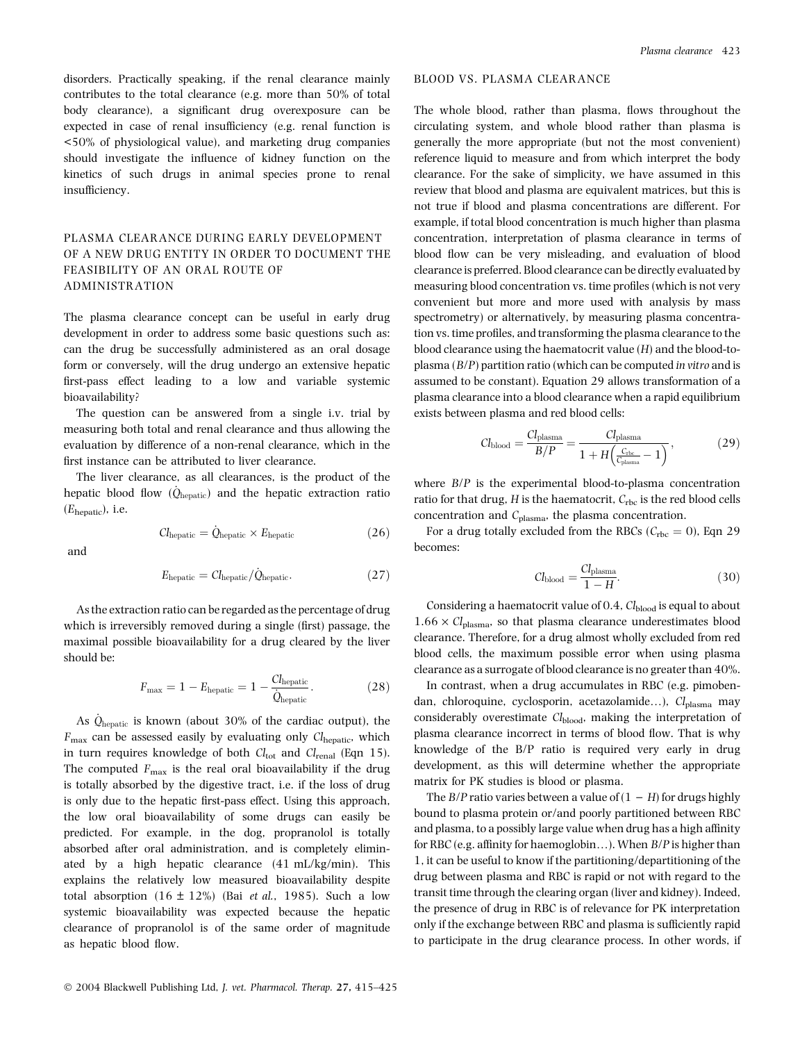disorders. Practically speaking, if the renal clearance mainly contributes to the total clearance (e.g. more than 50% of total body clearance), a significant drug overexposure can be expected in case of renal insufficiency (e.g. renal function is <50% of physiological value), and marketing drug companies should investigate the influence of kidney function on the kinetics of such drugs in animal species prone to renal insufficiency.

## PLASMA CLEARANCE DURING EARLY DEVELOPMENT OF A NEW DRUG ENTITY IN ORDER TO DOCUMENT THE FEASIBILITY OF AN ORAL ROUTE OF ADMINISTRATION

The plasma clearance concept can be useful in early drug development in order to address some basic questions such as: can the drug be successfully administered as an oral dosage form or conversely, will the drug undergo an extensive hepatic first-pass effect leading to a low and variable systemic bioavailability?

The question can be answered from a single i.v. trial by measuring both total and renal clearance and thus allowing the evaluation by difference of a non-renal clearance, which in the first instance can be attributed to liver clearance.

The liver clearance, as all clearances, is the product of the hepatic blood flow ($\dot{Q}_{\text{hepatic}}$) and the hepatic extraction ratio ($E_{\text{hepatic}}$), i.e.

$$Cl_{\text{hepatic}} = \dot{Q}_{\text{hepatic}} \times E_{\text{hepatic}} \tag{26}$$

and

$$E_{\text{hepatic}} = Cl_{\text{hepatic}} / \dot{Q}_{\text{hepatic}}. \tag{27}$$

As the extraction ratio can be regarded as the percentage of drug which is irreversibly removed during a single (first) passage, the maximal possible bioavailability for a drug cleared by the liver should be:

$$F_{\max} = 1 - E_{\text{hepatic}} = 1 - \frac{Cl_{\text{hepatic}}}{\dot{Q}_{\text{hepatic}}}. \tag{28}$$

As $\dot{Q}_{\text{hepatic}}$ is known (about 30% of the cardiac output), the $F_{\max}$ can be assessed easily by evaluating only $Cl_{\text{hepatic}}$, which in turn requires knowledge of both $Cl_{\text{tot}}$ and $Cl_{\text{renal}}$ (Eqn 15). The computed $F_{\max}$ is the real oral bioavailability if the drug is totally absorbed by the digestive tract, i.e. if the loss of drug is only due to the hepatic first-pass effect. Using this approach, the low oral bioavailability of some drugs can easily be predicted. For example, in the dog, propranolol is totally absorbed after oral administration, and is completely eliminated by a high hepatic clearance (41 mL/kg/min). This explains the relatively low measured bioavailability despite total absorption (16 ± 12%) (Bai *et al.*, 1985). Such a low systemic bioavailability was expected because the hepatic clearance of propranolol is of the same order of magnitude as hepatic blood flow.

## BLOOD VS. PLASMA CLEARANCE

The whole blood, rather than plasma, flows throughout the circulating system, and whole blood rather than plasma is generally the more appropriate (but not the most convenient) reference liquid to measure and from which interpret the body clearance. For the sake of simplicity, we have assumed in this review that blood and plasma are equivalent matrices, but this is not true if blood and plasma concentrations are different. For example, if total blood concentration is much higher than plasma concentration, interpretation of plasma clearance in terms of blood flow can be very misleading, and evaluation of blood clearance is preferred. Blood clearance can be directly evaluated by measuring blood concentration vs. time profiles (which is not very convenient but more and more used with analysis by mass spectrometry) or alternatively, by measuring plasma concentration vs. time profiles, and transforming the plasma clearance to the blood clearance using the haematocrit value ($H$) and the blood-to-plasma ($B/P$) partition ratio (which can be computed *in vitro* and is assumed to be constant). Equation 29 allows transformation of a plasma clearance into a blood clearance when a rapid equilibrium exists between plasma and red blood cells:

$$Cl_{\text{blood}} = \frac{Cl_{\text{plasma}}}{B/P} = \frac{Cl_{\text{plasma}}}{1 + H\left(\frac{C_{\text{rbc}}}{C_{\text{plasma}}} - 1\right)}, \tag{29}$$

where $B/P$ is the experimental blood-to-plasma concentration ratio for that drug, $H$ is the haematocrit, $C_{\text{rbc}}$ is the red blood cells concentration and $C_{\text{plasma}}$, the plasma concentration.

For a drug totally excluded from the RBCs ($C_{\text{rbc}} = 0$), Eqn 29 becomes:

$$Cl_{\text{blood}} = \frac{Cl_{\text{plasma}}}{1 - H}. \tag{30}$$

Considering a haematocrit value of 0.4, $Cl_{\text{blood}}$ is equal to about $1.66 \times Cl_{\text{plasma}}$, so that plasma clearance underestimates blood clearance. Therefore, for a drug almost wholly excluded from red blood cells, the maximum possible error when using plasma clearance as a surrogate of blood clearance is no greater than 40%.

In contrast, when a drug accumulates in RBC (e.g. pimobendan, chloroquine, cyclosporin, acetazolamide…), $Cl_{\text{plasma}}$ may considerably overestimate $Cl_{\text{blood}}$, making the interpretation of plasma clearance incorrect in terms of blood flow. That is why knowledge of the B/P ratio is required very early in drug development, as this will determine whether the appropriate matrix for PK studies is blood or plasma.

The $B/P$ ratio varies between a value of $(1 - H)$ for drugs highly bound to plasma protein or/and poorly partitioned between RBC and plasma, to a possibly large value when drug has a high affinity for RBC (e.g. affinity for haemoglobin…). When $B/P$ is higher than 1, it can be useful to know if the partitioning/departitioning of the drug between plasma and RBC is rapid or not with regard to the transit time through the clearing organ (liver and kidney). Indeed, the presence of drug in RBC is of relevance for PK interpretation only if the exchange between RBC and plasma is sufficiently rapid to participate in the drug clearance process. In other words, if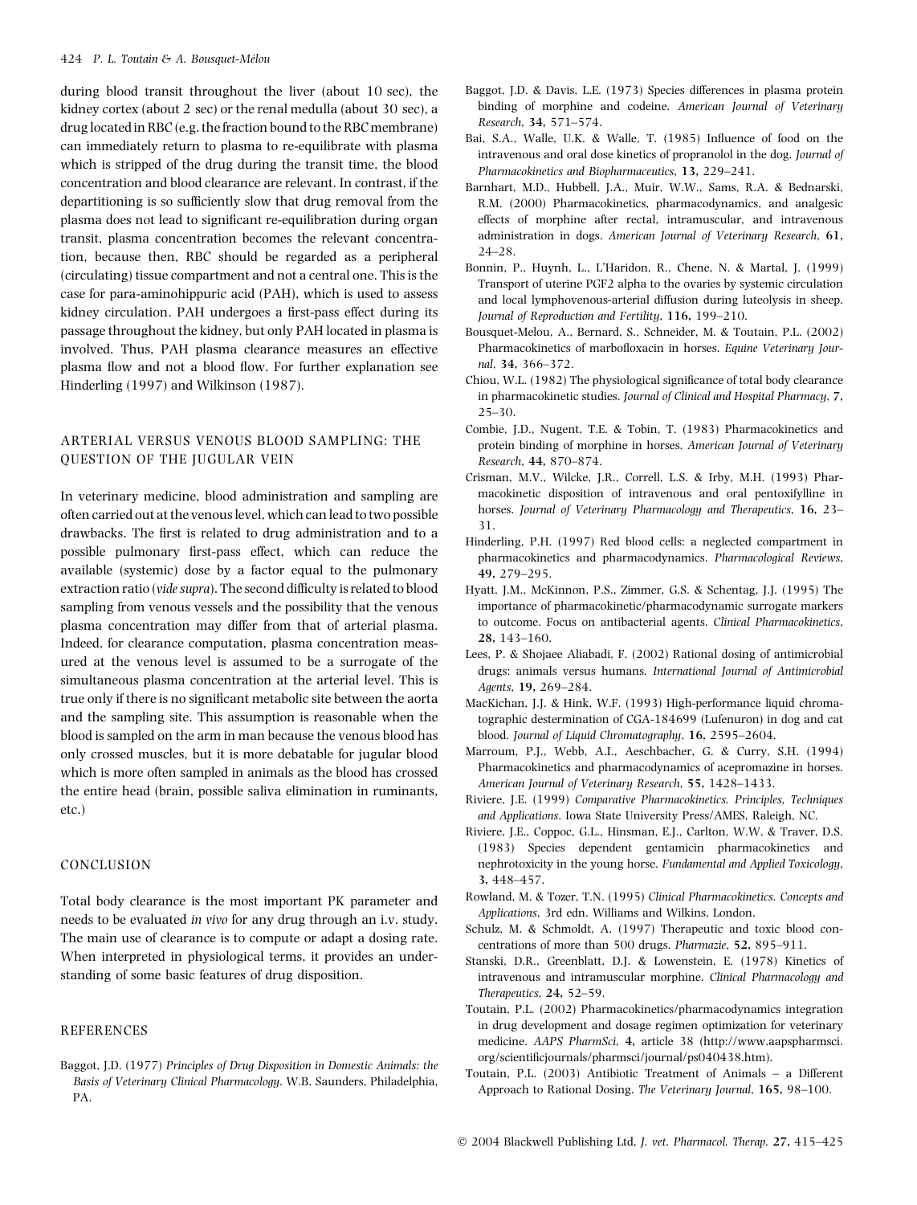during blood transit throughout the liver (about 10 sec), the kidney cortex (about 2 sec) or the renal medulla (about 30 sec), a drug located in RBC (e.g. the fraction bound to the RBC membrane) can immediately return to plasma to re-equilibrate with plasma which is stripped of the drug during the transit time, the blood concentration and blood clearance are relevant. In contrast, if the departitioning is so sufficiently slow that drug removal from the plasma does not lead to significant re-equilibration during organ transit, plasma concentration becomes the relevant concentration, because then, RBC should be regarded as a peripheral (circulating) tissue compartment and not a central one. This is the case for para-aminohippuric acid (PAH), which is used to assess kidney circulation. PAH undergoes a first-pass effect during its passage throughout the kidney, but only PAH located in plasma is involved. Thus, PAH plasma clearance measures an effective plasma flow and not a blood flow. For further explanation see Hinderling (1997) and Wilkinson (1987).

## ARTERIAL VERSUS VENOUS BLOOD SAMPLING: THE QUESTION OF THE JUGULAR VEIN

In veterinary medicine, blood administration and sampling are often carried out at the venous level, which can lead to two possible drawbacks. The first is related to drug administration and to a possible pulmonary first-pass effect, which can reduce the available (systemic) dose by a factor equal to the pulmonary extraction ratio (*vide supra*). The second difficulty is related to blood sampling from venous vessels and the possibility that the venous plasma concentration may differ from that of arterial plasma. Indeed, for clearance computation, plasma concentration measured at the venous level is assumed to be a surrogate of the simultaneous plasma concentration at the arterial level. This is true only if there is no significant metabolic site between the aorta and the sampling site. This assumption is reasonable when the blood is sampled on the arm in man because the venous blood has only crossed muscles, but it is more debatable for jugular blood which is more often sampled in animals as the blood has crossed the entire head (brain, possible saliva elimination in ruminants, etc.)

## CONCLUSION

Total body clearance is the most important PK parameter and needs to be evaluated *in vivo* for any drug through an i.v. study. The main use of clearance is to compute or adapt a dosing rate. When interpreted in physiological terms, it provides an understanding of some basic features of drug disposition.

## REFERENCES

Baggot, J.D. (1977) *Principles of Drug Disposition in Domestic Animals: the Basis of Veterinary Clinical Pharmacology*. W.B. Saunders, Philadelphia, PA.

Baggot, J.D. & Davis, L.E. (1973) Species differences in plasma protein binding of morphine and codeine. *American Journal of Veterinary Research*, **34**, 571–574.

Bai, S.A., Walle, U.K. & Walle, T. (1985) Influence of food on the intravenous and oral dose kinetics of propranolol in the dog. *Journal of Pharmacokinetics and Biopharmaceutics*, **13**, 229–241.

Barnhart, M.D., Hubbell, J.A., Muir, W.W., Sams, R.A. & Bednarski, R.M. (2000) Pharmacokinetics, pharmacodynamics, and analgesic effects of morphine after rectal, intramuscular, and intravenous administration in dogs. *American Journal of Veterinary Research*, **61**, 24–28.

Bonnin, P., Huynh, L., L'Haridon, R., Chene, N. & Martal, J. (1999) Transport of uterine PGF2 alpha to the ovaries by systemic circulation and local lymphovenous-arterial diffusion during luteolysis in sheep. *Journal of Reproduction and Fertility*, **116**, 199–210.

Bousquet-Melou, A., Bernard, S., Schneider, M. & Toutain, P.L. (2002) Pharmacokinetics of marbofloxacin in horses. *Equine Veterinary Journal*, **34**, 366–372.

Chiou, W.L. (1982) The physiological significance of total body clearance in pharmacokinetic studies. *Journal of Clinical and Hospital Pharmacy*, **7**, 25–30.

Combie, J.D., Nugent, T.E. & Tobin, T. (1983) Pharmacokinetics and protein binding of morphine in horses. *American Journal of Veterinary Research*, **44**, 870–874.

Crisman, M.V., Wilcke, J.R., Correll, L.S. & Irby, M.H. (1993) Pharmacokinetic disposition of intravenous and oral pentoxifylline in horses. *Journal of Veterinary Pharmacology and Therapeutics*, **16**, 23–31.

Hinderling, P.H. (1997) Red blood cells: a neglected compartment in pharmacokinetics and pharmacodynamics. *Pharmacological Reviews*, **49**, 279–295.

Hyatt, J.M., McKinnon, P.S., Zimmer, G.S. & Schentag, J.J. (1995) The importance of pharmacokinetic/pharmacodynamic surrogate markers to outcome. Focus on antibacterial agents. *Clinical Pharmacokinetics*, **28**, 143–160.

Lees, P. & Shojaee Aliabadi, F. (2002) Rational dosing of antimicrobial drugs: animals versus humans. *International Journal of Antimicrobial Agents*, **19**, 269–284.

MacKichan, J.J. & Hink, W.F. (1993) High-performance liquid chromatographic destermination of CGA-184699 (Lufenuron) in dog and cat blood. *Journal of Liquid Chromatography*, **16**, 2595–2604.

Marroum, P.J., Webb, A.I., Aeschbacher, G. & Curry, S.H. (1994) Pharmacokinetics and pharmacodynamics of acepromazine in horses. *American Journal of Veterinary Research*, **55**, 1428–1433.

Riviere, J.E. (1999) *Comparative Pharmacokinetics. Principles, Techniques and Applications*. Iowa State University Press/AMES, Raleigh, NC.

Riviere, J.E., Coppoc, G.L., Hinsman, E.J., Carlton, W.W. & Traver, D.S. (1983) Species dependent gentamicin pharmacokinetics and nephrotoxicity in the young horse. *Fundamental and Applied Toxicology*, **3**, 448–457.

Rowland, M. & Tozer, T.N. (1995) *Clinical Pharmacokinetics. Concepts and Applications*, 3rd edn. Williams and Wilkins, London.

Schulz, M. & Schmoldt, A. (1997) Therapeutic and toxic blood concentrations of more than 500 drugs. *Pharmazie*, **52**, 895–911.

Stanski, D.R., Greenblatt, D.J. & Lowenstein, E. (1978) Kinetics of intravenous and intramuscular morphine. *Clinical Pharmacology and Therapeutics*, **24**, 52–59.

Toutain, P.L. (2002) Pharmacokinetics/pharmacodynamics integration in drug development and dosage regimen optimization for veterinary medicine. *AAPS PharmSci*, **4**, article 38 (http://www.aapspharmsci.org/scientificjournals/pharmsci/journal/ps040438.htm).

Toutain, P.L. (2003) Antibiotic Treatment of Animals – a Different Approach to Rational Dosing. *The Veterinary Journal*, **165**, 98–100.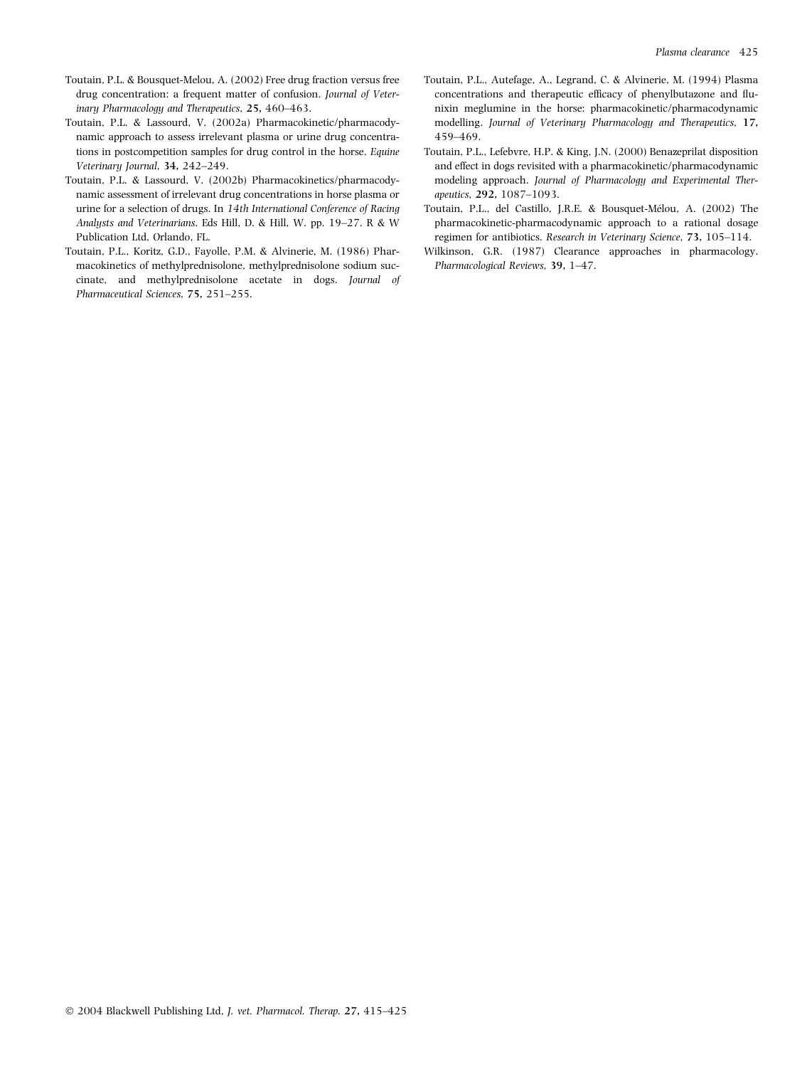Toutain, P.L. & Bousquet-Melou, A. (2002) Free drug fraction versus free drug concentration: a frequent matter of confusion. *Journal of Veterinary Pharmacology and Therapeutics*, **25,** 460–463.

Toutain, P.L. & Lassourd, V. (2002a) Pharmacokinetic/pharmacodynamic approach to assess irrelevant plasma or urine drug concentrations in postcompetition samples for drug control in the horse. *Equine Veterinary Journal*, **34,** 242–249.

Toutain, P.L. & Lassourd, V. (2002b) Pharmacokinetics/pharmacodynamic assessment of irrelevant drug concentrations in horse plasma or urine for a selection of drugs. In *14th International Conference of Racing Analysts and Veterinarians*. Eds Hill, D. & Hill, W. pp. 19–27. R & W Publication Ltd, Orlando, FL.

Toutain, P.L., Koritz, G.D., Fayolle, P.M. & Alvinerie, M. (1986) Pharmacokinetics of methylprednisolone, methylprednisolone sodium succinate, and methylprednisolone acetate in dogs. *Journal of Pharmaceutical Sciences*, **75,** 251–255.

Toutain, P.L., Autefage, A., Legrand, C. & Alvinerie, M. (1994) Plasma concentrations and therapeutic efficacy of phenylbutazone and flunixin meglumine in the horse: pharmacokinetic/pharmacodynamic modelling. *Journal of Veterinary Pharmacology and Therapeutics*, **17,** 459–469.

Toutain, P.L., Lefebvre, H.P. & King, J.N. (2000) Benazeprilat disposition and effect in dogs revisited with a pharmacokinetic/pharmacodynamic modeling approach. *Journal of Pharmacology and Experimental Therapeutics*, **292,** 1087–1093.

Toutain, P.L., del Castillo, J.R.E. & Bousquet-Mélou, A. (2002) The pharmacokinetic-pharmacodynamic approach to a rational dosage regimen for antibiotics. *Research in Veterinary Science*, **73,** 105–114.

Wilkinson, G.R. (1987) Clearance approaches in pharmacology. *Pharmacological Reviews*, **39,** 1–47.